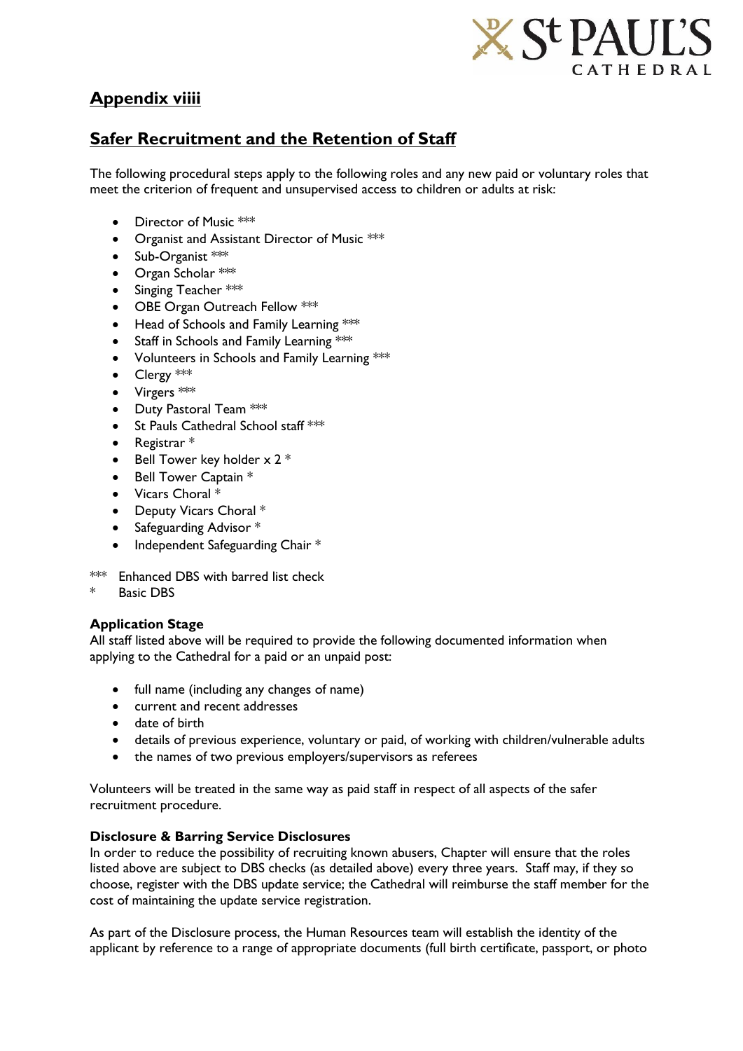## Appendix viiii

## Safer Recruitment and the Retention of Staff

The following procedural steps apply to the following roles and any new paid or voluntary roles that meet the criterion of frequent and unsupervised access to children or adults at risk:

- Director of Music ***
- Organist and Assistant Director of Music ***
- Sub-Organist ***
- Organ Scholar ***
- Singing Teacher ***
- OBE Organ Outreach Fellow ***
- Head of Schools and Family Learning ***
- Staff in Schools and Family Learning ***
- Volunteers in Schools and Family Learning ***
- Clergy ***
- Virgers ***
- Duty Pastoral Team ***
- St Pauls Cathedral School staff ***
- Registrar *
- Bell Tower key holder x 2 *
- Bell Tower Captain *
- Vicars Choral *
- Deputy Vicars Choral *
- Safeguarding Advisor *
- Independent Safeguarding Chair *

*** Enhanced DBS with barred list check
* Basic DBS

**Application Stage**
All staff listed above will be required to provide the following documented information when applying to the Cathedral for a paid or an unpaid post:

- full name (including any changes of name)
- current and recent addresses
- date of birth
- details of previous experience, voluntary or paid, of working with children/vulnerable adults
- the names of two previous employers/supervisors as referees

Volunteers will be treated in the same way as paid staff in respect of all aspects of the safer recruitment procedure.

**Disclosure & Barring Service Disclosures**
In order to reduce the possibility of recruiting known abusers, Chapter will ensure that the roles listed above are subject to DBS checks (as detailed above) every three years. Staff may, if they so choose, register with the DBS update service; the Cathedral will reimburse the staff member for the cost of maintaining the update service registration.

As part of the Disclosure process, the Human Resources team will establish the identity of the applicant by reference to a range of appropriate documents (full birth certificate, passport, or photo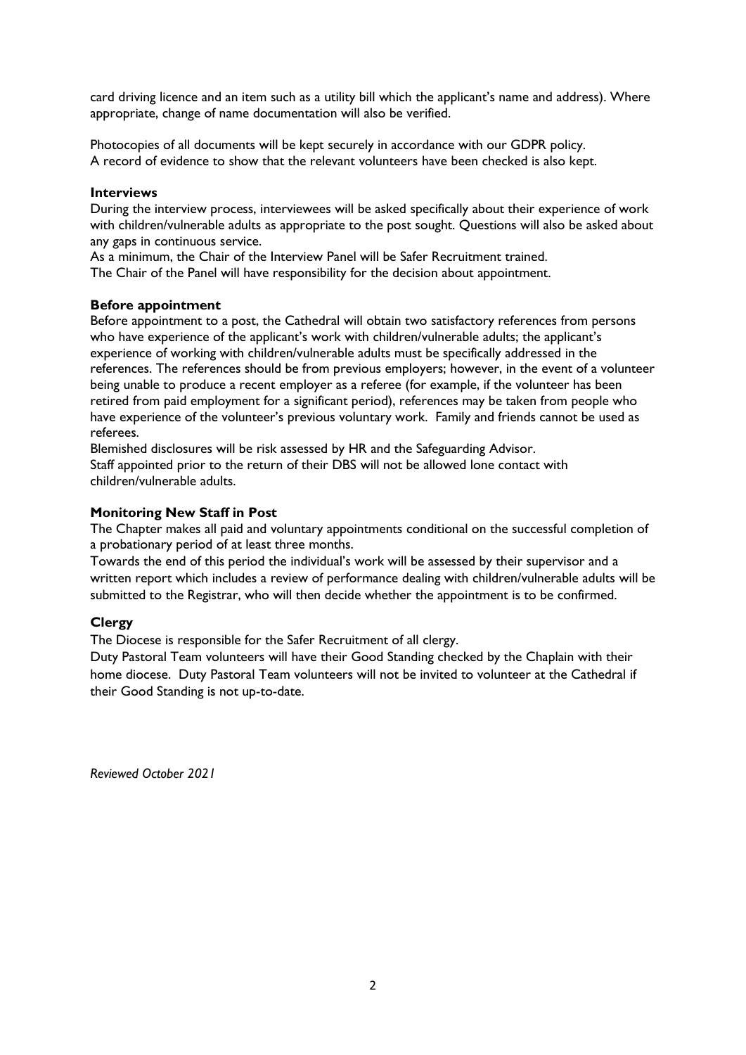card driving licence and an item such as a utility bill which the applicant's name and address). Where appropriate, change of name documentation will also be verified.

Photocopies of all documents will be kept securely in accordance with our GDPR policy.
A record of evidence to show that the relevant volunteers have been checked is also kept.

**Interviews**

During the interview process, interviewees will be asked specifically about their experience of work with children/vulnerable adults as appropriate to the post sought. Questions will also be asked about any gaps in continuous service.

As a minimum, the Chair of the Interview Panel will be Safer Recruitment trained.
The Chair of the Panel will have responsibility for the decision about appointment.

**Before appointment**

Before appointment to a post, the Cathedral will obtain two satisfactory references from persons who have experience of the applicant's work with children/vulnerable adults; the applicant's experience of working with children/vulnerable adults must be specifically addressed in the references. The references should be from previous employers; however, in the event of a volunteer being unable to produce a recent employer as a referee (for example, if the volunteer has been retired from paid employment for a significant period), references may be taken from people who have experience of the volunteer's previous voluntary work. Family and friends cannot be used as referees.

Blemished disclosures will be risk assessed by HR and the Safeguarding Advisor.
Staff appointed prior to the return of their DBS will not be allowed lone contact with children/vulnerable adults.

**Monitoring New Staff in Post**

The Chapter makes all paid and voluntary appointments conditional on the successful completion of a probationary period of at least three months.

Towards the end of this period the individual's work will be assessed by their supervisor and a written report which includes a review of performance dealing with children/vulnerable adults will be submitted to the Registrar, who will then decide whether the appointment is to be confirmed.

**Clergy**

The Diocese is responsible for the Safer Recruitment of all clergy.

Duty Pastoral Team volunteers will have their Good Standing checked by the Chaplain with their home diocese. Duty Pastoral Team volunteers will not be invited to volunteer at the Cathedral if their Good Standing is not up-to-date.

*Reviewed October 2021*